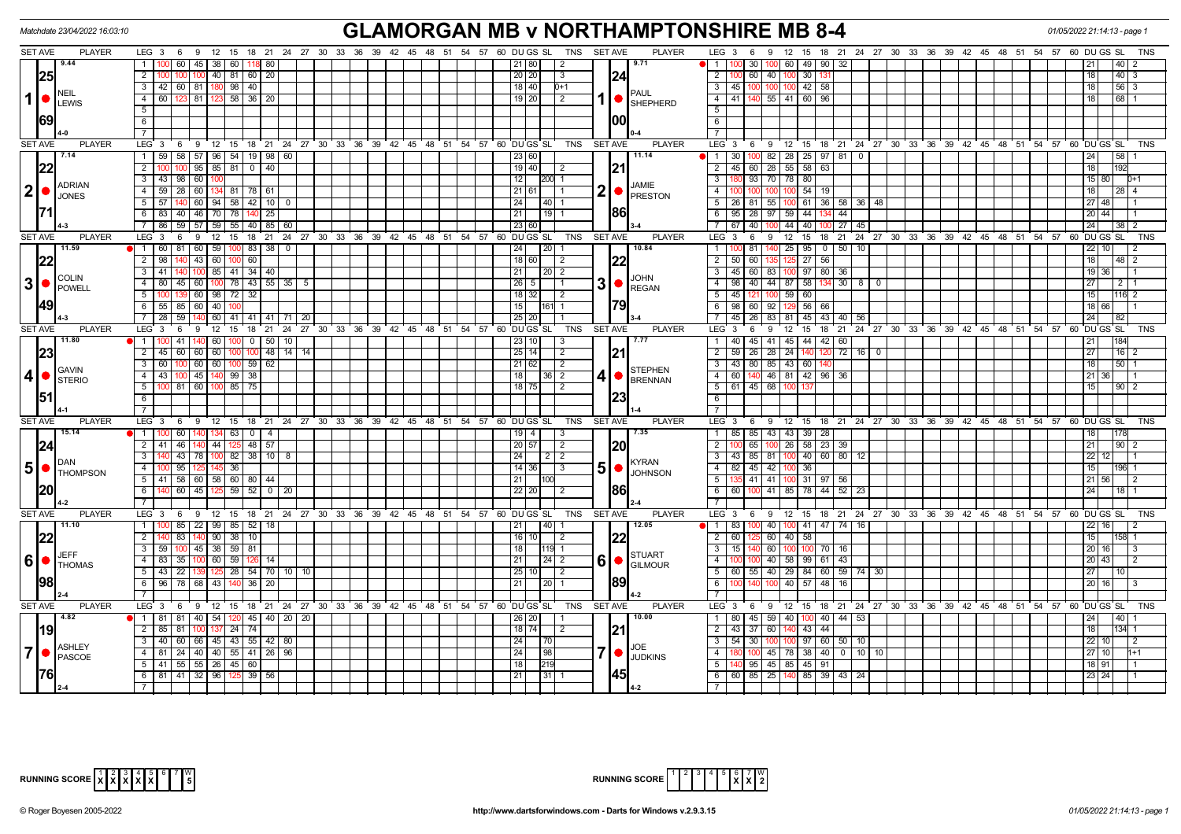Matchdate 23/04/2022 16:03:10

# GLAMORGAN MB v NORTHAMPTONSHIRE MB 8-4

01/05/2022 21:14:13 - page 1

## Set 1

**NEIL LEWIS** — Set ave 9.44, 25.69, 4-0

| LEG | Scores | DU | GS | SL | TNS |
|---|---|---|---|---|---|
| 1 | 100 60 45 38 60 118 80 | 21 | 80 | | 2 |
| 2 | 100 100 100 40 81 60 20 | 20 | 20 | | 3 |
| 3 | 42 60 81 180 98 40 | 18 | 40 | | 0+1 |
| 4 | 60 123 81 123 58 36 20 | 19 | 20 | | 2 |

**PAUL SHEPHERD** — Set ave 9.71, 24.00, 0-4

| LEG | Scores | DU | GS | SL | TNS |
|---|---|---|---|---|---|
| 1 | 100 30 100 60 49 90 32 | 21 | | 40 | 2 |
| 2 | 100 60 40 100 30 131 | 18 | | 40 | 3 |
| 3 | 45 100 100 100 42 58 | 18 | | 56 | 3 |
| 4 | 41 140 55 41 60 96 | 18 | | 68 | 1 |

## Set 2

**ADRIAN JONES** — Set ave 7.14, 22.71, 4-3

| LEG | Scores | DU | GS | SL | TNS |
|---|---|---|---|---|---|
| 1 | 59 58 57 96 54 19 98 60 | 23 | 60 | | |
| 2 | 100 100 95 85 81 0 40 | 19 | 40 | | 2 |
| 3 | 43 98 60 100 | 12 | | 200 | 1 |
| 4 | 59 28 60 134 81 78 61 | 21 | 61 | | 1 |
| 5 | 57 140 60 94 58 42 10 0 | 24 | | 40 | 1 |
| 6 | 83 40 46 70 78 140 25 | 21 | | 19 | 1 |
| 7 | 86 59 57 59 55 40 85 60 | 23 | 60 | | |

**JAMIE PRESTON** — Set ave 11.14, 21.86, 3-4

| LEG | Scores | DU | GS | SL | TNS |
|---|---|---|---|---|---|
| 1 | 30 100 82 28 25 97 81 0 | 24 | | 58 | 1 |
| 2 | 45 60 28 55 58 63 | 18 | | 192 | |
| 3 | 180 93 70 78 80 | 15 | 80 | | 0+1 |
| 4 | 100 100 100 100 54 19 | 18 | | 28 | 4 |
| 5 | 26 81 55 100 61 36 58 36 48 | 27 | 48 | | 1 |
| 6 | 95 28 97 59 44 134 44 | 20 | 44 | | 1 |
| 7 | 67 40 100 44 40 100 27 45 | 24 | | 38 | 2 |

## Set 3

**COLIN POWELL** — Set ave 11.59, 22.49, 4-3

| LEG | Scores | DU | GS | SL | TNS |
|---|---|---|---|---|---|
| 1 | 60 81 60 59 100 83 38 0 | 24 | | 20 | 1 |
| 2 | 98 140 43 60 100 60 | 18 | 60 | | 2 |
| 3 | 41 140 100 85 41 34 40 | 21 | | 20 | 2 |
| 4 | 80 45 60 100 78 43 55 35 5 | 26 | 5 | | 1 |
| 5 | 100 139 60 98 72 32 | 18 | 32 | | 2 |
| 6 | 55 85 60 40 100 | 15 | | 161 | 1 |
| 7 | 28 59 140 60 41 41 41 71 20 | 25 | 20 | | 1 |

**JOHN REGAN** — Set ave 10.84, 22.79, 3-4

| LEG | Scores | DU | GS | SL | TNS |
|---|---|---|---|---|---|
| 1 | 100 81 140 25 95 0 50 10 | 22 | 10 | | 2 |
| 2 | 50 60 135 125 27 56 | 18 | | 48 | 2 |
| 3 | 45 60 83 100 97 80 36 | 19 | 36 | | 1 |
| 4 | 98 40 44 87 58 134 30 8 0 | 27 | | 2 | 1 |
| 5 | 45 121 100 59 60 | 15 | | 116 | 2 |
| 6 | 98 60 92 129 56 66 | 18 | 66 | | 1 |
| 7 | 45 26 83 81 45 43 40 56 | 24 | | 82 | |

## Set 4

**GAVIN STERIO** — Set ave 11.80, 23.51, 4-1

| LEG | Scores | DU | GS | SL | TNS |
|---|---|---|---|---|---|
| 1 | 100 41 140 60 100 0 50 10 | 23 | 10 | | 3 |
| 2 | 45 60 60 60 100 100 48 14 14 | 25 | 14 | | 2 |
| 3 | 60 100 60 60 100 59 62 | 21 | 62 | | 2 |
| 4 | 43 100 45 140 99 38 | 18 | | 36 | 2 |
| 5 | 100 81 60 100 85 75 | 18 | 75 | | 2 |

**STEPHEN BRENNAN** — Set ave 7.77, 21.23, 1-4

| LEG | Scores | DU | GS | SL | TNS |
|---|---|---|---|---|---|
| 1 | 40 45 41 45 44 42 60 | 21 | | 184 | |
| 2 | 59 26 28 24 140 120 72 16 0 | 27 | | 16 | 2 |
| 3 | 43 80 85 43 60 140 | 18 | | 50 | 1 |
| 4 | 60 140 46 81 42 96 36 | 21 | 36 | | 1 |
| 5 | 61 45 68 100 137 | 15 | | 90 | 2 |

## Set 5

**DAN THOMPSON** — Set ave 15.14, 24.20, 4-2

| LEG | Scores | DU | GS | SL | TNS |
|---|---|---|---|---|---|
| 1 | 100 60 140 134 63 0 4 | 19 | 4 | | 3 |
| 2 | 41 46 140 44 125 48 57 | 20 | 57 | | 2 |
| 3 | 140 43 78 100 82 38 10 8 | 24 | | 2 | 2 |
| 4 | 100 95 125 145 36 | 14 | 36 | | 3 |
| 5 | 41 58 60 58 60 80 44 | 21 | | 100 | |
| 6 | 140 60 45 125 59 52 0 20 | 22 | 20 | | 2 |

**KYRAN JOHNSON** — Set ave 7.35, 20.86, 2-4

| LEG | Scores | DU | GS | SL | TNS |
|---|---|---|---|---|---|
| 1 | 85 85 43 43 39 28 | 18 | | 178 | |
| 2 | 100 65 100 26 58 23 39 | 21 | | 90 | 2 |
| 3 | 43 85 81 100 40 60 80 12 | 22 | 12 | | 1 |
| 4 | 82 45 42 100 36 | 15 | | 196 | 1 |
| 5 | 135 41 41 100 31 97 56 | 21 | 56 | | 2 |
| 6 | 60 100 41 85 78 44 52 23 | 24 | | 18 | 1 |

## Set 6

**JEFF THOMAS** — Set ave 11.10, 22.98, 2-4

| LEG | Scores | DU | GS | SL | TNS |
|---|---|---|---|---|---|
| 1 | 100 85 22 99 85 52 18 | 21 | | 40 | 1 |
| 2 | 140 83 140 90 38 10 | 16 | 10 | | 2 |
| 3 | 59 100 45 38 59 81 | 18 | | 119 | 1 |
| 4 | 100 83 35 100 60 59 126 14 | 21 | | 24 | 2 |
| 5 | 43 22 139 125 28 54 70 10 10 | 25 | 10 | | 2 |
| 6 | 96 78 68 43 140 36 20 | 21 | | 20 | 1 |

**STUART GILMOUR** — Set ave 12.05, 22.89, 4-2

| LEG | Scores | DU | GS | SL | TNS |
|---|---|---|---|---|---|
| 1 | 83 100 40 100 41 47 74 16 | 22 | 16 | | 2 |
| 2 | 60 125 60 40 58 | 15 | | 158 | 1 |
| 3 | 15 140 60 100 100 70 16 | 20 | 16 | | 3 |
| 4 | 100 100 40 58 99 61 43 | 20 | 43 | | 2 |
| 5 | 60 55 40 29 84 60 59 74 30 | 27 | | 10 | |
| 6 | 100 140 100 40 57 48 16 | 20 | 16 | | 3 |

## Set 7

**ASHLEY PASCOE** — Set ave 4.82, 19.76, 2-4

| LEG | Scores | DU | GS | SL | TNS |
|---|---|---|---|---|---|
| 1 | 81 81 40 54 120 45 40 20 20 | 26 | 20 | | 1 |
| 2 | 85 81 100 137 24 74 | 18 | 74 | | 2 |
| 3 | 40 60 66 45 43 55 42 80 | 24 | | 70 | |
| 4 | 81 24 40 40 55 41 26 96 | 24 | | 98 | |
| 5 | 41 55 55 26 45 60 | 18 | | 219 | |
| 6 | 81 41 32 96 125 39 56 | 21 | | 31 | 1 |

**JOE JUDKINS** — Set ave 10.00, 21.45, 4-2

| LEG | Scores | DU | GS | SL | TNS |
|---|---|---|---|---|---|
| 1 | 80 45 59 40 100 40 44 53 | 24 | | 40 | 1 |
| 2 | 43 37 60 140 43 44 | 18 | | 134 | 1 |
| 3 | 54 30 100 100 97 60 50 10 | 22 | 10 | | 2 |
| 4 | 180 100 45 78 38 40 0 10 10 | 27 | 10 | | 1+1 |
| 5 | 140 95 45 85 45 91 | 18 | 91 | | 1 |
| 6 | 60 85 25 140 85 39 43 24 | 23 | 24 | | 1 |

**RUNNING SCORE (Glamorgan MB)**

| 1 | 2 | 3 | 4 | 5 | 6 | 7 | W |
|---|---|---|---|---|---|---|---|
| X | X | X | X | X | | | 5 |

**RUNNING SCORE (Northamptonshire MB)**

| 1 | 2 | 3 | 4 | 5 | 6 | 7 | W |
|---|---|---|---|---|---|---|---|
| | | | | | X | X | 2 |

© Roger Boyesen 2005-2022 — http://www.dartsforwindows.com - Darts for Windows v.2.9.3.15 — 01/05/2022 21:14:13 - page 1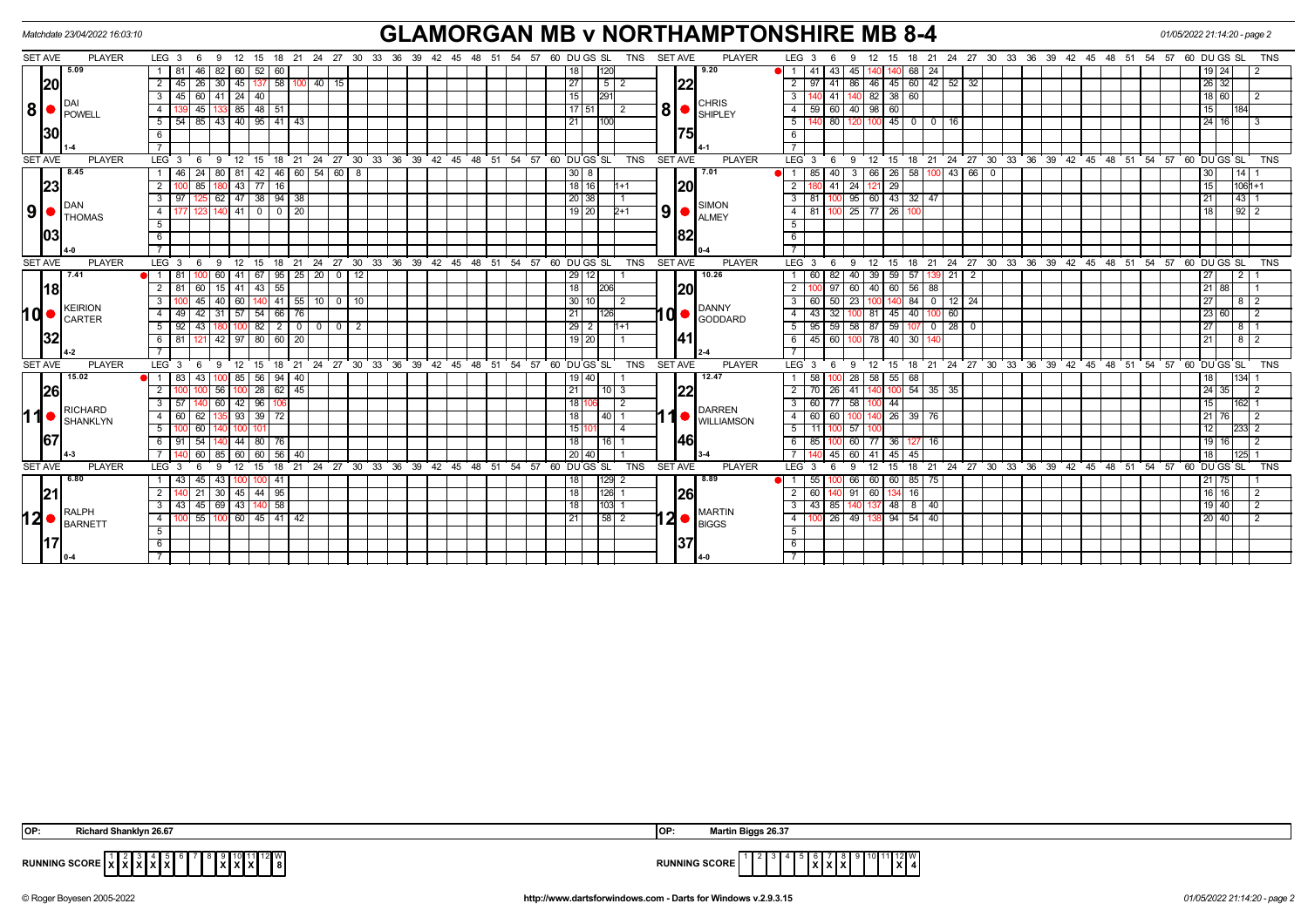Matchdate 23/04/2022 16:03:10

# GLAMORGAN MB v NORTHAMPTONSHIRE MB 8-4

01/05/2022 21:14:20 - page 2

| SET AVE | PLAYER | LEG | Scores | DU | GS | SL | TNS | SET AVE | PLAYER | LEG | Scores | DU | GS | SL | TNS |
|---|---|---|---|---|---|---|---|---|---|---|---|---|---|---|---|
| 5.09 / 20 / 30 | 8 DAI POWELL (1-4) | 1 | 81 46 82 60 52 60 | 18 | | 120 | | 9.20 / 22 / 75 | 8 CHRIS SHIPLEY (4-1) | 1 | 41 43 45 140 140 68 24 | 19 | 24 | | 2 |
| | | 2 | 45 26 30 45 137 58 100 40 15 | 27 | | 5 | 2 | | | 2 | 97 41 86 46 45 60 42 52 32 | 26 | 32 | | |
| | | 3 | 45 60 41 24 40 | 15 | | 291 | | | | 3 | 140 41 140 82 38 60 | 18 | 60 | | 2 |
| | | 4 | 139 45 133 85 48 51 | 17 | 51 | | 2 | | | 4 | 59 60 40 98 60 | 15 | | 184 | |
| | | 5 | 54 85 43 40 95 41 43 | 21 | | 100 | | | | 5 | 140 80 120 100 45 0 0 16 | 24 | 16 | | 3 |
| 8.45 / 23 / 03 | 9 DAN THOMAS (4-0) | 1 | 46 24 80 81 42 46 60 54 60 8 | 30 | 8 | | | 7.01 / 20 / 82 | 9 SIMON ALMEY (0-4) | 1 | 85 40 3 66 26 58 100 43 66 0 | 30 | | 14 | 1 |
| | | 2 | 100 85 180 43 77 16 | 18 | 16 | | 1+1 | | | 2 | 180 41 24 121 29 | 15 | | 106 | 1+1 |
| | | 3 | 97 125 62 47 38 94 38 | 20 | 38 | | 1 | | | 3 | 81 100 95 60 43 32 47 | 21 | | 43 | 1 |
| | | 4 | 177 123 140 41 0 0 20 | 19 | 20 | | 2+1 | | | 4 | 81 100 25 77 26 100 | 18 | | 92 | 2 |
| 7.41 / 18 / 32 | 10 KEIRION CARTER (4-2) | 1 | 81 100 60 41 67 95 25 20 0 12 | 29 | 12 | | 1 | 10.26 / 20 / 41 | 10 DANNY GODDARD (2-4) | 1 | 60 82 40 39 59 57 139 21 2 | 27 | | 2 | 1 |
| | | 2 | 81 60 15 41 43 55 | 18 | | 206 | | | | 2 | 100 97 60 40 60 56 88 | 21 | 88 | | 1 |
| | | 3 | 100 45 40 60 140 41 55 10 0 10 | 30 | 10 | | 2 | | | 3 | 60 50 23 100 140 84 0 12 24 | 27 | | 8 | 2 |
| | | 4 | 49 42 31 57 54 66 76 | 21 | | 126 | | | | 4 | 43 32 100 81 45 40 100 60 | 23 | 60 | | 2 |
| | | 5 | 92 43 180 100 82 2 0 0 2 | 29 | 2 | | 1+1 | | | 5 | 95 59 58 87 59 107 0 28 0 | 27 | | 8 | 1 |
| | | 6 | 81 121 42 97 80 60 20 | 19 | 20 | | 1 | | | 6 | 45 60 100 78 40 30 140 | 21 | | 8 | 2 |
| 15.02 / 26 / 67 | 11 RICHARD SHANKLYN (4-3) | 1 | 83 43 100 85 56 94 40 | 19 | 40 | | 1 | 12.47 / 22 / 46 | 11 DARREN WILLIAMSON (3-4) | 1 | 58 100 28 58 55 68 | 18 | | 134 | 1 |
| | | 2 | 100 100 56 100 28 62 45 | 21 | | 10 | 3 | | | 2 | 70 26 41 140 100 54 35 35 | 24 | 35 | | 2 |
| | | 3 | 57 140 60 42 96 106 | 18 | 106 | | 2 | | | 3 | 60 77 58 100 44 | 15 | | 162 | 1 |
| | | 4 | 60 62 135 93 39 72 | 18 | | 40 | 1 | | | 4 | 60 60 100 140 26 39 76 | 21 | 76 | | 2 |
| | | 5 | 100 60 140 100 101 | 15 | 101 | | 4 | | | 5 | 11 100 57 100 | 12 | | 233 | 2 |
| | | 6 | 91 54 140 44 80 76 | 18 | | 16 | 1 | | | 6 | 85 100 60 77 36 127 16 | 19 | 16 | | 2 |
| | | 7 | 140 60 85 60 60 56 40 | 20 | 40 | | 1 | | | 7 | 140 45 60 41 45 45 | 18 | | 125 | 1 |
| 6.80 / 21 / 17 | 12 RALPH BARNETT (0-4) | 1 | 43 45 43 100 100 41 | 18 | | 129 | 2 | 8.89 / 26 / 37 | 12 MARTIN BIGGS (4-0) | 1 | 55 100 66 60 60 85 75 | 21 | 75 | | 1 |
| | | 2 | 140 21 30 45 44 95 | 18 | | 126 | 1 | | | 2 | 60 140 91 60 134 16 | 16 | 16 | | 2 |
| | | 3 | 43 45 69 43 140 58 | 18 | | 103 | 1 | | | 3 | 43 85 140 137 48 8 40 | 19 | 40 | | 2 |
| | | 4 | 100 55 100 60 45 41 42 | 21 | | 58 | 2 | | | 4 | 100 26 49 138 94 54 40 | 20 | 40 | | 2 |

OP: Richard Shanklyn 26.67

OP: Martin Biggs 26.37

RUNNING SCORE (Glamorgan): 1 X, 2 X, 3 X, 4 X, 5 X, 9 X, 10 X, 11 X — W 8

RUNNING SCORE (Northamptonshire): 6 X, 7 X, 8 X, 12 X — W 4

© Roger Boyesen 2005-2022 — http://www.dartsforwindows.com - Darts for Windows v.2.9.3.15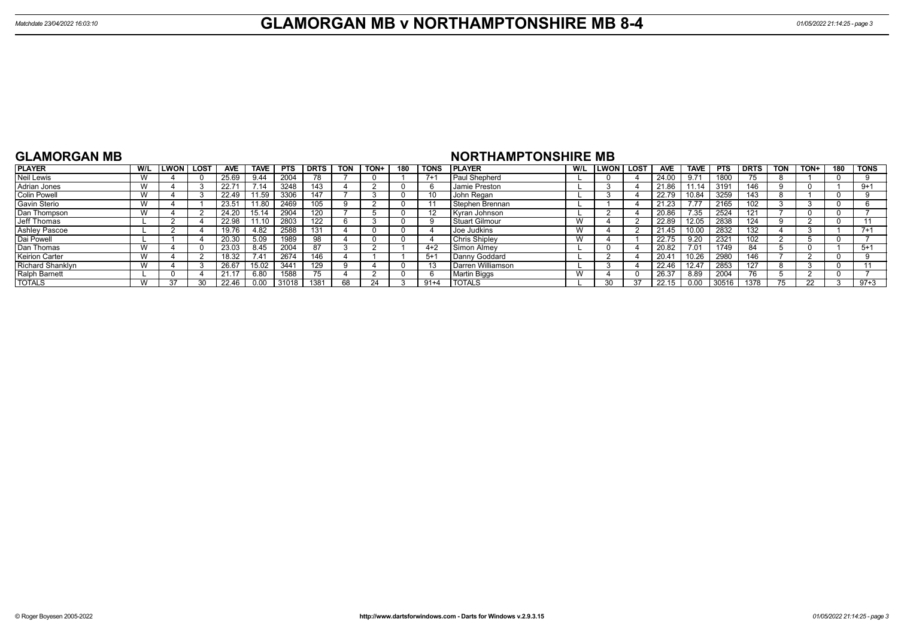# GLAMORGAN MB v NORTHAMPTONSHIRE MB 8-4

Matchdate 23/04/2022 16:03:10

## GLAMORGAN MB

| PLAYER | W/L | LWON | LOST | AVE | TAVE | PTS | DRTS | TON | TON+ | 180 | TONS |
|---|---|---|---|---|---|---|---|---|---|---|---|
| Neil Lewis | W | 4 | 0 | 25.69 | 9.44 | 2004 | 78 | 7 | 0 | 1 | 7+1 |
| Adrian Jones | W | 4 | 3 | 22.71 | 7.14 | 3248 | 143 | 4 | 2 | 0 | 6 |
| Colin Powell | W | 4 | 3 | 22.49 | 11.59 | 3306 | 147 | 7 | 3 | 0 | 10 |
| Gavin Sterio | W | 4 | 1 | 23.51 | 11.80 | 2469 | 105 | 9 | 2 | 0 | 11 |
| Dan Thompson | W | 4 | 2 | 24.20 | 15.14 | 2904 | 120 | 7 | 5 | 0 | 12 |
| Jeff Thomas | L | 2 | 4 | 22.98 | 11.10 | 2803 | 122 | 6 | 3 | 0 | 9 |
| Ashley Pascoe | L | 2 | 4 | 19.76 | 4.82 | 2588 | 131 | 4 | 0 | 0 | 4 |
| Dai Powell | L | 1 | 4 | 20.30 | 5.09 | 1989 | 98 | 4 | 0 | 0 | 4 |
| Dan Thomas | W | 4 | 0 | 23.03 | 8.45 | 2004 | 87 | 3 | 2 | 1 | 4+2 |
| Keirion Carter | W | 4 | 2 | 18.32 | 7.41 | 2674 | 146 | 4 | 1 | 1 | 5+1 |
| Richard Shanklyn | W | 4 | 3 | 26.67 | 15.02 | 3441 | 129 | 9 | 4 | 0 | 13 |
| Ralph Barnett | L | 0 | 4 | 21.17 | 6.80 | 1588 | 75 | 4 | 2 | 0 | 6 |
| TOTALS | W | 37 | 30 | 22.46 | 0.00 | 31018 | 1381 | 68 | 24 | 3 | 91+4 |

## NORTHAMPTONSHIRE MB

| PLAYER | W/L | LWON | LOST | AVE | TAVE | PTS | DRTS | TON | TON+ | 180 | TONS |
|---|---|---|---|---|---|---|---|---|---|---|---|
| Paul Shepherd | L | 0 | 4 | 24.00 | 9.71 | 1800 | 75 | 8 | 1 | 0 | 9 |
| Jamie Preston | L | 3 | 4 | 21.86 | 11.14 | 3191 | 146 | 9 | 0 | 1 | 9+1 |
| John Regan | L | 3 | 4 | 22.79 | 10.84 | 3259 | 143 | 8 | 1 | 0 | 9 |
| Stephen Brennan | L | 1 | 4 | 21.23 | 7.77 | 2165 | 102 | 3 | 3 | 0 | 6 |
| Kyran Johnson | L | 2 | 4 | 20.86 | 7.35 | 2524 | 121 | 7 | 0 | 0 | 7 |
| Stuart Gilmour | W | 4 | 2 | 22.89 | 12.05 | 2838 | 124 | 9 | 2 | 0 | 11 |
| Joe Judkins | W | 4 | 2 | 21.45 | 10.00 | 2832 | 132 | 4 | 3 | 1 | 7+1 |
| Chris Shipley | W | 4 | 1 | 22.75 | 9.20 | 2321 | 102 | 2 | 5 | 0 | 7 |
| Simon Almey | L | 0 | 4 | 20.82 | 7.01 | 1749 | 84 | 5 | 0 | 1 | 5+1 |
| Danny Goddard | L | 2 | 4 | 20.41 | 10.26 | 2980 | 146 | 7 | 2 | 0 | 9 |
| Darren Williamson | L | 3 | 4 | 22.46 | 12.47 | 2853 | 127 | 8 | 3 | 0 | 11 |
| Martin Biggs | W | 4 | 0 | 26.37 | 8.89 | 2004 | 76 | 5 | 2 | 0 | 7 |
| TOTALS | L | 30 | 37 | 22.15 | 0.00 | 30516 | 1378 | 75 | 22 | 3 | 97+3 |